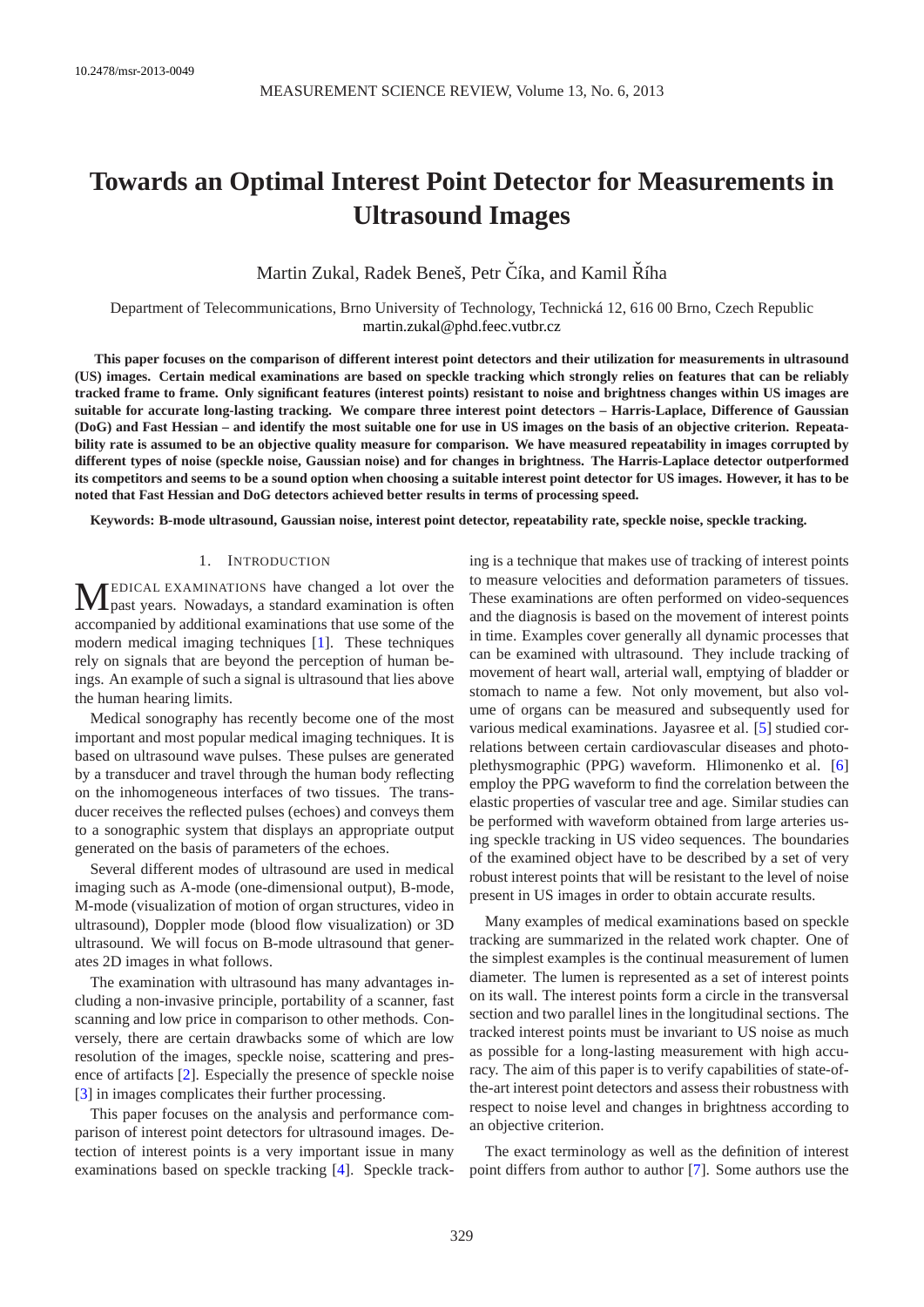10.2478/msr-2013-0049

# Towards an Optimal Interest Point Detector for Measurements in Ultrasound Images

Martin Zukal, Radek Beneš, Petr Číka, and Kamil Říha

Department of Telecommunications, Brno University of Technology, Technická 12, 616 00 Brno, Czech Republic
martin.zukal@phd.feec.vutbr.cz

**This paper focuses on the comparison of different interest point detectors and their utilization for measurements in ultrasound (US) images. Certain medical examinations are based on speckle tracking which strongly relies on features that can be reliably tracked frame to frame. Only significant features (interest points) resistant to noise and brightness changes within US images are suitable for accurate long-lasting tracking. We compare three interest point detectors – Harris-Laplace, Difference of Gaussian (DoG) and Fast Hessian – and identify the most suitable one for use in US images on the basis of an objective criterion. Repeatability rate is assumed to be an objective quality measure for comparison. We have measured repeatability in images corrupted by different types of noise (speckle noise, Gaussian noise) and for changes in brightness. The Harris-Laplace detector outperformed its competitors and seems to be a sound option when choosing a suitable interest point detector for US images. However, it has to be noted that Fast Hessian and DoG detectors achieved better results in terms of processing speed.**

**Keywords: B-mode ultrasound, Gaussian noise, interest point detector, repeatability rate, speckle noise, speckle tracking.**

## 1. Introduction

Medical examinations have changed a lot over the past years. Nowadays, a standard examination is often accompanied by additional examinations that use some of the modern medical imaging techniques [1]. These techniques rely on signals that are beyond the perception of human beings. An example of such a signal is ultrasound that lies above the human hearing limits.

Medical sonography has recently become one of the most important and most popular medical imaging techniques. It is based on ultrasound wave pulses. These pulses are generated by a transducer and travel through the human body reflecting on the inhomogeneous interfaces of two tissues. The transducer receives the reflected pulses (echoes) and conveys them to a sonographic system that displays an appropriate output generated on the basis of parameters of the echoes.

Several different modes of ultrasound are used in medical imaging such as A-mode (one-dimensional output), B-mode, M-mode (visualization of motion of organ structures, video in ultrasound), Doppler mode (blood flow visualization) or 3D ultrasound. We will focus on B-mode ultrasound that generates 2D images in what follows.

The examination with ultrasound has many advantages including a non-invasive principle, portability of a scanner, fast scanning and low price in comparison to other methods. Conversely, there are certain drawbacks some of which are low resolution of the images, speckle noise, scattering and presence of artifacts [2]. Especially the presence of speckle noise [3] in images complicates their further processing.

This paper focuses on the analysis and performance comparison of interest point detectors for ultrasound images. Detection of interest points is a very important issue in many examinations based on speckle tracking [4]. Speckle tracking is a technique that makes use of tracking of interest points to measure velocities and deformation parameters of tissues. These examinations are often performed on video-sequences and the diagnosis is based on the movement of interest points in time. Examples cover generally all dynamic processes that can be examined with ultrasound. They include tracking of movement of heart wall, arterial wall, emptying of bladder or stomach to name a few. Not only movement, but also volume of organs can be measured and subsequently used for various medical examinations. Jayasree et al. [5] studied correlations between certain cardiovascular diseases and photoplethysmographic (PPG) waveform. Hlimonenko et al. [6] employ the PPG waveform to find the correlation between the elastic properties of vascular tree and age. Similar studies can be performed with waveform obtained from large arteries using speckle tracking in US video sequences. The boundaries of the examined object have to be described by a set of very robust interest points that will be resistant to the level of noise present in US images in order to obtain accurate results.

Many examples of medical examinations based on speckle tracking are summarized in the related work chapter. One of the simplest examples is the continual measurement of lumen diameter. The lumen is represented as a set of interest points on its wall. The interest points form a circle in the transversal section and two parallel lines in the longitudinal sections. The tracked interest points must be invariant to US noise as much as possible for a long-lasting measurement with high accuracy. The aim of this paper is to verify capabilities of state-of-the-art interest point detectors and assess their robustness with respect to noise level and changes in brightness according to an objective criterion.

The exact terminology as well as the definition of interest point differs from author to author [7]. Some authors use the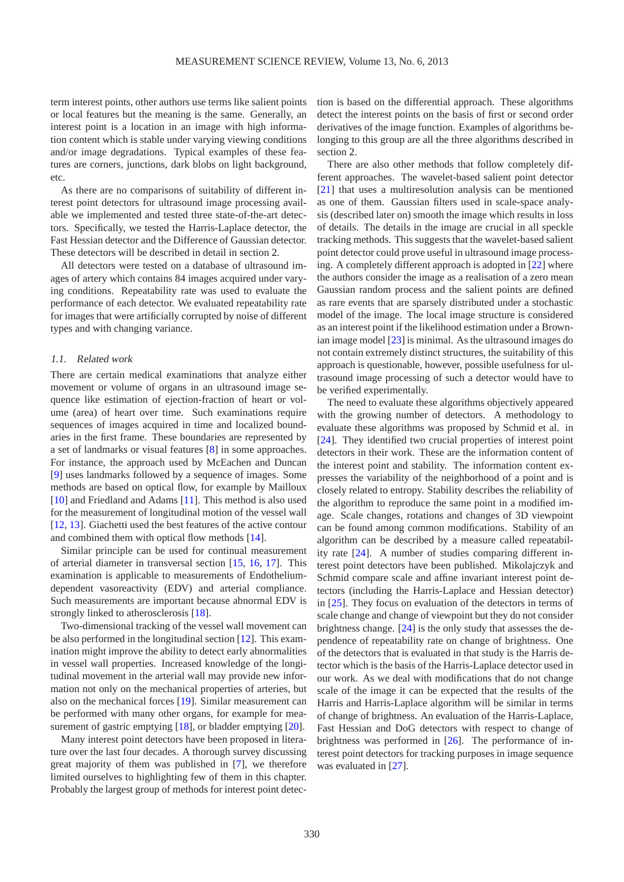term interest points, other authors use terms like salient points or local features but the meaning is the same. Generally, an interest point is a location in an image with high information content which is stable under varying viewing conditions and/or image degradations. Typical examples of these features are corners, junctions, dark blobs on light background, etc.

As there are no comparisons of suitability of different interest point detectors for ultrasound image processing available we implemented and tested three state-of-the-art detectors. Specifically, we tested the Harris-Laplace detector, the Fast Hessian detector and the Difference of Gaussian detector. These detectors will be described in detail in section 2.

All detectors were tested on a database of ultrasound images of artery which contains 84 images acquired under varying conditions. Repeatability rate was used to evaluate the performance of each detector. We evaluated repeatability rate for images that were artificially corrupted by noise of different types and with changing variance.

### 1.1. Related work

There are certain medical examinations that analyze either movement or volume of organs in an ultrasound image sequence like estimation of ejection-fraction of heart or volume (area) of heart over time. Such examinations require sequences of images acquired in time and localized boundaries in the first frame. These boundaries are represented by a set of landmarks or visual features [8] in some approaches. For instance, the approach used by McEachen and Duncan [9] uses landmarks followed by a sequence of images. Some methods are based on optical flow, for example by Mailloux [10] and Friedland and Adams [11]. This method is also used for the measurement of longitudinal motion of the vessel wall [12, 13]. Giachetti used the best features of the active contour and combined them with optical flow methods [14].

Similar principle can be used for continual measurement of arterial diameter in transversal section [15, 16, 17]. This examination is applicable to measurements of Endothelium-dependent vasoreactivity (EDV) and arterial compliance. Such measurements are important because abnormal EDV is strongly linked to atherosclerosis [18].

Two-dimensional tracking of the vessel wall movement can be also performed in the longitudinal section [12]. This examination might improve the ability to detect early abnormalities in vessel wall properties. Increased knowledge of the longitudinal movement in the arterial wall may provide new information not only on the mechanical properties of arteries, but also on the mechanical forces [19]. Similar measurement can be performed with many other organs, for example for measurement of gastric emptying [18], or bladder emptying [20].

Many interest point detectors have been proposed in literature over the last four decades. A thorough survey discussing great majority of them was published in [7], we therefore limited ourselves to highlighting few of them in this chapter. Probably the largest group of methods for interest point detection is based on the differential approach. These algorithms detect the interest points on the basis of first or second order derivatives of the image function. Examples of algorithms belonging to this group are all the three algorithms described in section 2.

There are also other methods that follow completely different approaches. The wavelet-based salient point detector [21] that uses a multiresolution analysis can be mentioned as one of them. Gaussian filters used in scale-space analysis (described later on) smooth the image which results in loss of details. The details in the image are crucial in all speckle tracking methods. This suggests that the wavelet-based salient point detector could prove useful in ultrasound image processing. A completely different approach is adopted in [22] where the authors consider the image as a realisation of a zero mean Gaussian random process and the salient points are defined as rare events that are sparsely distributed under a stochastic model of the image. The local image structure is considered as an interest point if the likelihood estimation under a Brownian image model [23] is minimal. As the ultrasound images do not contain extremely distinct structures, the suitability of this approach is questionable, however, possible usefulness for ultrasound image processing of such a detector would have to be verified experimentally.

The need to evaluate these algorithms objectively appeared with the growing number of detectors. A methodology to evaluate these algorithms was proposed by Schmid et al. in [24]. They identified two crucial properties of interest point detectors in their work. These are the information content of the interest point and stability. The information content expresses the variability of the neighborhood of a point and is closely related to entropy. Stability describes the reliability of the algorithm to reproduce the same point in a modified image. Scale changes, rotations and changes of 3D viewpoint can be found among common modifications. Stability of an algorithm can be described by a measure called repeatability rate [24]. A number of studies comparing different interest point detectors have been published. Mikolajczyk and Schmid compare scale and affine invariant interest point detectors (including the Harris-Laplace and Hessian detector) in [25]. They focus on evaluation of the detectors in terms of scale change and change of viewpoint but they do not consider brightness change. [24] is the only study that assesses the dependence of repeatability rate on change of brightness. One of the detectors that is evaluated in that study is the Harris detector which is the basis of the Harris-Laplace detector used in our work. As we deal with modifications that do not change scale of the image it can be expected that the results of the Harris and Harris-Laplace algorithm will be similar in terms of change of brightness. An evaluation of the Harris-Laplace, Fast Hessian and DoG detectors with respect to change of brightness was performed in [26]. The performance of interest point detectors for tracking purposes in image sequence was evaluated in [27].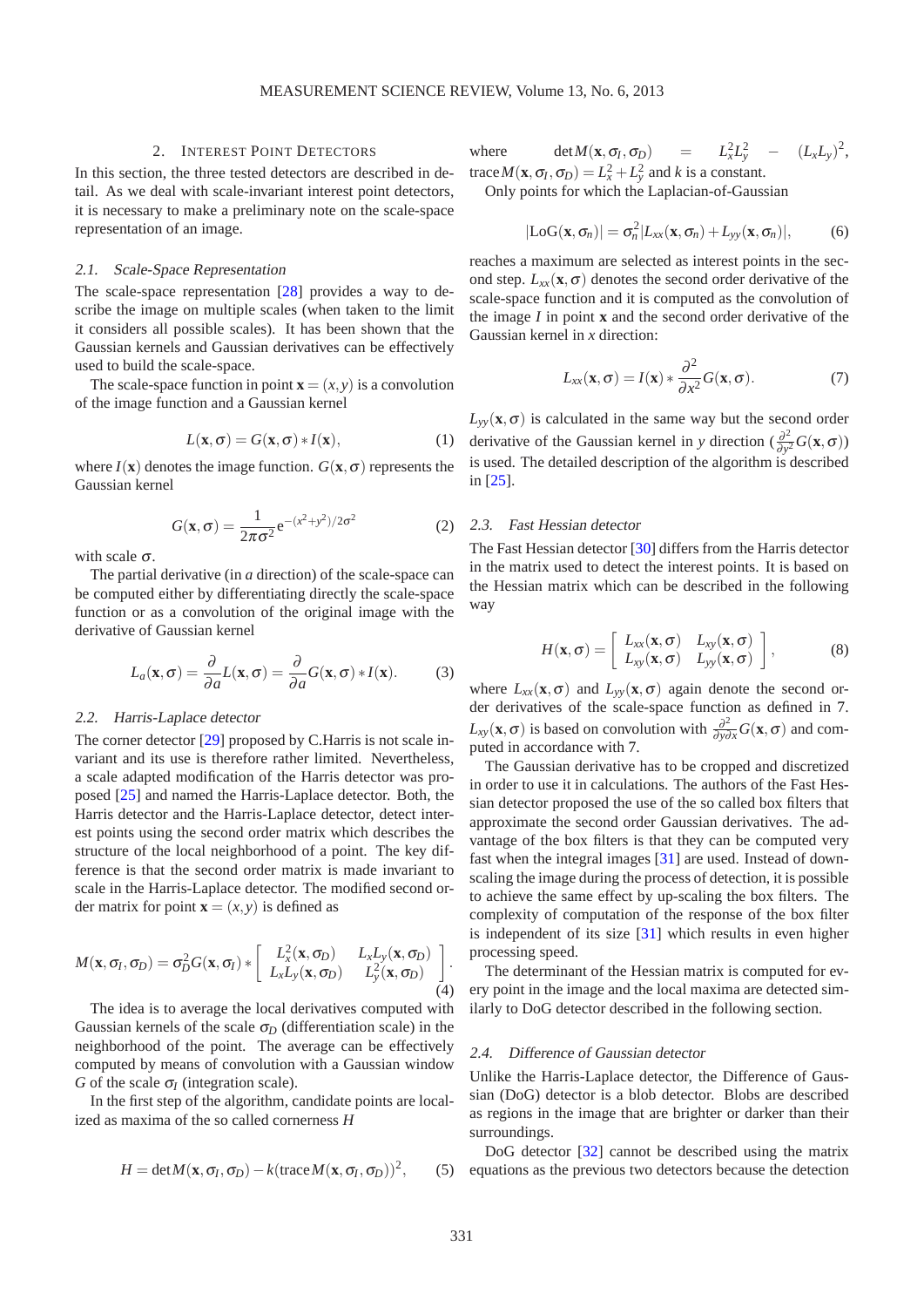## 2. Interest Point Detectors

In this section, the three tested detectors are described in detail. As we deal with scale-invariant interest point detectors, it is necessary to make a preliminary note on the scale-space representation of an image.

### 2.1. Scale-Space Representation

The scale-space representation [28] provides a way to describe the image on multiple scales (when taken to the limit it considers all possible scales). It has been shown that the Gaussian kernels and Gaussian derivatives can be effectively used to build the scale-space.

The scale-space function in point $\mathbf{x} = (x, y)$ is a convolution of the image function and a Gaussian kernel

$$L(\mathbf{x}, \sigma) = G(\mathbf{x}, \sigma) * I(\mathbf{x}), \tag{1}$$

where $I(\mathbf{x})$ denotes the image function. $G(\mathbf{x}, \sigma)$ represents the Gaussian kernel

$$G(\mathbf{x}, \sigma) = \frac{1}{2\pi\sigma^2} \mathrm{e}^{-(x^2+y^2)/2\sigma^2} \tag{2}$$

with scale $\sigma$.

The partial derivative (in $a$ direction) of the scale-space can be computed either by differentiating directly the scale-space function or as a convolution of the original image with the derivative of Gaussian kernel

$$L_a(\mathbf{x}, \sigma) = \frac{\partial}{\partial a} L(\mathbf{x}, \sigma) = \frac{\partial}{\partial a} G(\mathbf{x}, \sigma) * I(\mathbf{x}). \tag{3}$$

### 2.2. Harris-Laplace detector

The corner detector [29] proposed by C.Harris is not scale invariant and its use is therefore rather limited. Nevertheless, a scale adapted modification of the Harris detector was proposed [25] and named the Harris-Laplace detector. Both, the Harris detector and the Harris-Laplace detector, detect interest points using the second order matrix which describes the structure of the local neighborhood of a point. The key difference is that the second order matrix is made invariant to scale in the Harris-Laplace detector. The modified second order matrix for point $\mathbf{x} = (x, y)$ is defined as

$$M(\mathbf{x}, \sigma_I, \sigma_D) = \sigma_D^2 G(\mathbf{x}, \sigma_I) * \begin{bmatrix} L_x^2(\mathbf{x}, \sigma_D) & L_x L_y(\mathbf{x}, \sigma_D) \\ L_x L_y(\mathbf{x}, \sigma_D) & L_y^2(\mathbf{x}, \sigma_D) \end{bmatrix}. \tag{4}$$

The idea is to average the local derivatives computed with Gaussian kernels of the scale $\sigma_D$ (differentiation scale) in the neighborhood of the point. The average can be effectively computed by means of convolution with a Gaussian window $G$ of the scale $\sigma_I$ (integration scale).

In the first step of the algorithm, candidate points are localized as maxima of the so called cornerness $H$

$$H = \det M(\mathbf{x}, \sigma_I, \sigma_D) - k(\operatorname{trace} M(\mathbf{x}, \sigma_I, \sigma_D))^2, \tag{5}$$

where $\det M(\mathbf{x}, \sigma_I, \sigma_D) = L_x^2 L_y^2 - (L_x L_y)^2$, $\operatorname{trace} M(\mathbf{x}, \sigma_I, \sigma_D) = L_x^2 + L_y^2$ and $k$ is a constant.

Only points for which the Laplacian-of-Gaussian

$$|\mathrm{LoG}(\mathbf{x}, \sigma_n)| = \sigma_n^2 |L_{xx}(\mathbf{x}, \sigma_n) + L_{yy}(\mathbf{x}, \sigma_n)|, \tag{6}$$

reaches a maximum are selected as interest points in the second step. $L_{xx}(\mathbf{x}, \sigma)$ denotes the second order derivative of the scale-space function and it is computed as the convolution of the image $I$ in point $\mathbf{x}$ and the second order derivative of the Gaussian kernel in $x$ direction:

$$L_{xx}(\mathbf{x}, \sigma) = I(\mathbf{x}) * \frac{\partial^2}{\partial x^2} G(\mathbf{x}, \sigma). \tag{7}$$

$L_{yy}(\mathbf{x}, \sigma)$ is calculated in the same way but the second order derivative of the Gaussian kernel in $y$ direction ($\frac{\partial^2}{\partial y^2} G(\mathbf{x}, \sigma)$) is used. The detailed description of the algorithm is described in [25].

### 2.3. Fast Hessian detector

The Fast Hessian detector [30] differs from the Harris detector in the matrix used to detect the interest points. It is based on the Hessian matrix which can be described in the following way

$$H(\mathbf{x}, \sigma) = \begin{bmatrix} L_{xx}(\mathbf{x}, \sigma) & L_{xy}(\mathbf{x}, \sigma) \\ L_{xy}(\mathbf{x}, \sigma) & L_{yy}(\mathbf{x}, \sigma) \end{bmatrix}, \tag{8}$$

where $L_{xx}(\mathbf{x}, \sigma)$ and $L_{yy}(\mathbf{x}, \sigma)$ again denote the second order derivatives of the scale-space function as defined in 7. $L_{xy}(\mathbf{x}, \sigma)$ is based on convolution with $\frac{\partial^2}{\partial y \partial x} G(\mathbf{x}, \sigma)$ and computed in accordance with 7.

The Gaussian derivative has to be cropped and discretized in order to use it in calculations. The authors of the Fast Hessian detector proposed the use of the so called box filters that approximate the second order Gaussian derivatives. The advantage of the box filters is that they can be computed very fast when the integral images [31] are used. Instead of downscaling the image during the process of detection, it is possible to achieve the same effect by up-scaling the box filters. The complexity of computation of the response of the box filter is independent of its size [31] which results in even higher processing speed.

The determinant of the Hessian matrix is computed for every point in the image and the local maxima are detected similarly to DoG detector described in the following section.

### 2.4. Difference of Gaussian detector

Unlike the Harris-Laplace detector, the Difference of Gaussian (DoG) detector is a blob detector. Blobs are described as regions in the image that are brighter or darker than their surroundings.

DoG detector [32] cannot be described using the matrix equations as the previous two detectors because the detection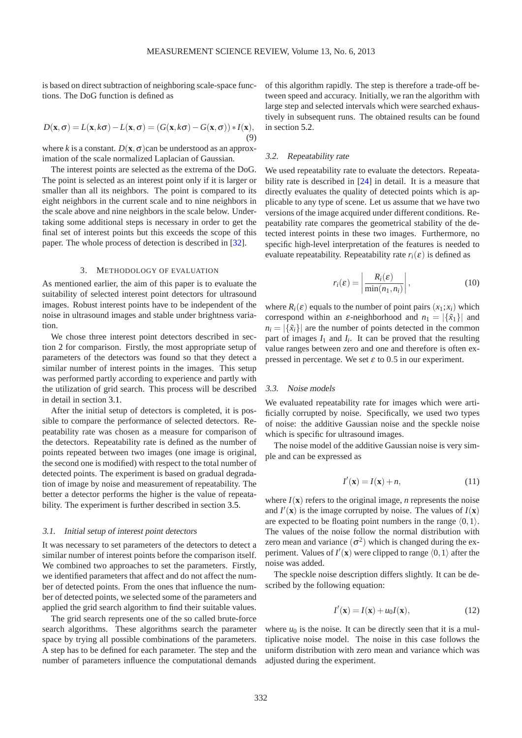is based on direct subtraction of neighboring scale-space functions. The DoG function is defined as

$$D(\mathbf{x},\sigma) = L(\mathbf{x},k\sigma) - L(\mathbf{x},\sigma) = (G(\mathbf{x},k\sigma) - G(\mathbf{x},\sigma)) * I(\mathbf{x}), \tag{9}$$

where $k$ is a constant. $D(\mathbf{x},\sigma)$can be understood as an approximation of the scale normalized Laplacian of Gaussian.

The interest points are selected as the extrema of the DoG. The point is selected as an interest point only if it is larger or smaller than all its neighbors. The point is compared to its eight neighbors in the current scale and to nine neighbors in the scale above and nine neighbors in the scale below. Undertaking some additional steps is necessary in order to get the final set of interest points but this exceeds the scope of this paper. The whole process of detection is described in [32].

## 3. Methodology of evaluation

As mentioned earlier, the aim of this paper is to evaluate the suitability of selected interest point detectors for ultrasound images. Robust interest points have to be independent of the noise in ultrasound images and stable under brightness variation.

We chose three interest point detectors described in section 2 for comparison. Firstly, the most appropriate setup of parameters of the detectors was found so that they detect a similar number of interest points in the images. This setup was performed partly according to experience and partly with the utilization of grid search. This process will be described in detail in section 3.1.

After the initial setup of detectors is completed, it is possible to compare the performance of selected detectors. Repeatability rate was chosen as a measure for comparison of the detectors. Repeatability rate is defined as the number of points repeated between two images (one image is original, the second one is modified) with respect to the total number of detected points. The experiment is based on gradual degradation of image by noise and measurement of repeatability. The better a detector performs the higher is the value of repeatability. The experiment is further described in section 3.5.

### 3.1. Initial setup of interest point detectors

It was necessary to set parameters of the detectors to detect a similar number of interest points before the comparison itself. We combined two approaches to set the parameters. Firstly, we identified parameters that affect and do not affect the number of detected points. From the ones that influence the number of detected points, we selected some of the parameters and applied the grid search algorithm to find their suitable values.

The grid search represents one of the so called brute-force search algorithms. These algorithms search the parameter space by trying all possible combinations of the parameters. A step has to be defined for each parameter. The step and the number of parameters influence the computational demands of this algorithm rapidly. The step is therefore a trade-off between speed and accuracy. Initially, we ran the algorithm with large step and selected intervals which were searched exhaustively in subsequent runs. The obtained results can be found in section 5.2.

### 3.2. Repeatability rate

We used repeatability rate to evaluate the detectors. Repeatability rate is described in [24] in detail. It is a measure that directly evaluates the quality of detected points which is applicable to any type of scene. Let us assume that we have two versions of the image acquired under different conditions. Repeatability rate compares the geometrical stability of the detected interest points in these two images. Furthermore, no specific high-level interpretation of the features is needed to evaluate repeatability. Repeatability rate $r_i(\varepsilon)$ is defined as

$$r_i(\varepsilon) = \left| \frac{R_i(\varepsilon)}{\min(n_1, n_i)} \right|, \tag{10}$$

where $R_i(\varepsilon)$ equals to the number of point pairs $(x_1; x_i)$ which correspond within an $\varepsilon$-neighborhood and $n_1 = |\{\tilde{x}_1\}|$ and $n_i = |\{\tilde{x}_i\}|$ are the number of points detected in the common part of images $I_1$ and $I_i$. It can be proved that the resulting value ranges between zero and one and therefore is often expressed in percentage. We set $\varepsilon$ to 0.5 in our experiment.

### 3.3. Noise models

We evaluated repeatability rate for images which were artificially corrupted by noise. Specifically, we used two types of noise: the additive Gaussian noise and the speckle noise which is specific for ultrasound images.

The noise model of the additive Gaussian noise is very simple and can be expressed as

$$I'(\mathbf{x}) = I(\mathbf{x}) + n, \tag{11}$$

where $I(\mathbf{x})$ refers to the original image, $n$ represents the noise and $I'(\mathbf{x})$ is the image corrupted by noise. The values of $I(\mathbf{x})$ are expected to be floating point numbers in the range $\langle 0,1 \rangle$. The values of the noise follow the normal distribution with zero mean and variance $(\sigma^2)$ which is changed during the experiment. Values of $I'(\mathbf{x})$ were clipped to range $\langle 0,1 \rangle$ after the noise was added.

The speckle noise description differs slightly. It can be described by the following equation:

$$I'(\mathbf{x}) = I(\mathbf{x}) + u_0 I(\mathbf{x}), \tag{12}$$

where $u_0$ is the noise. It can be directly seen that it is a multiplicative noise model. The noise in this case follows the uniform distribution with zero mean and variance which was adjusted during the experiment.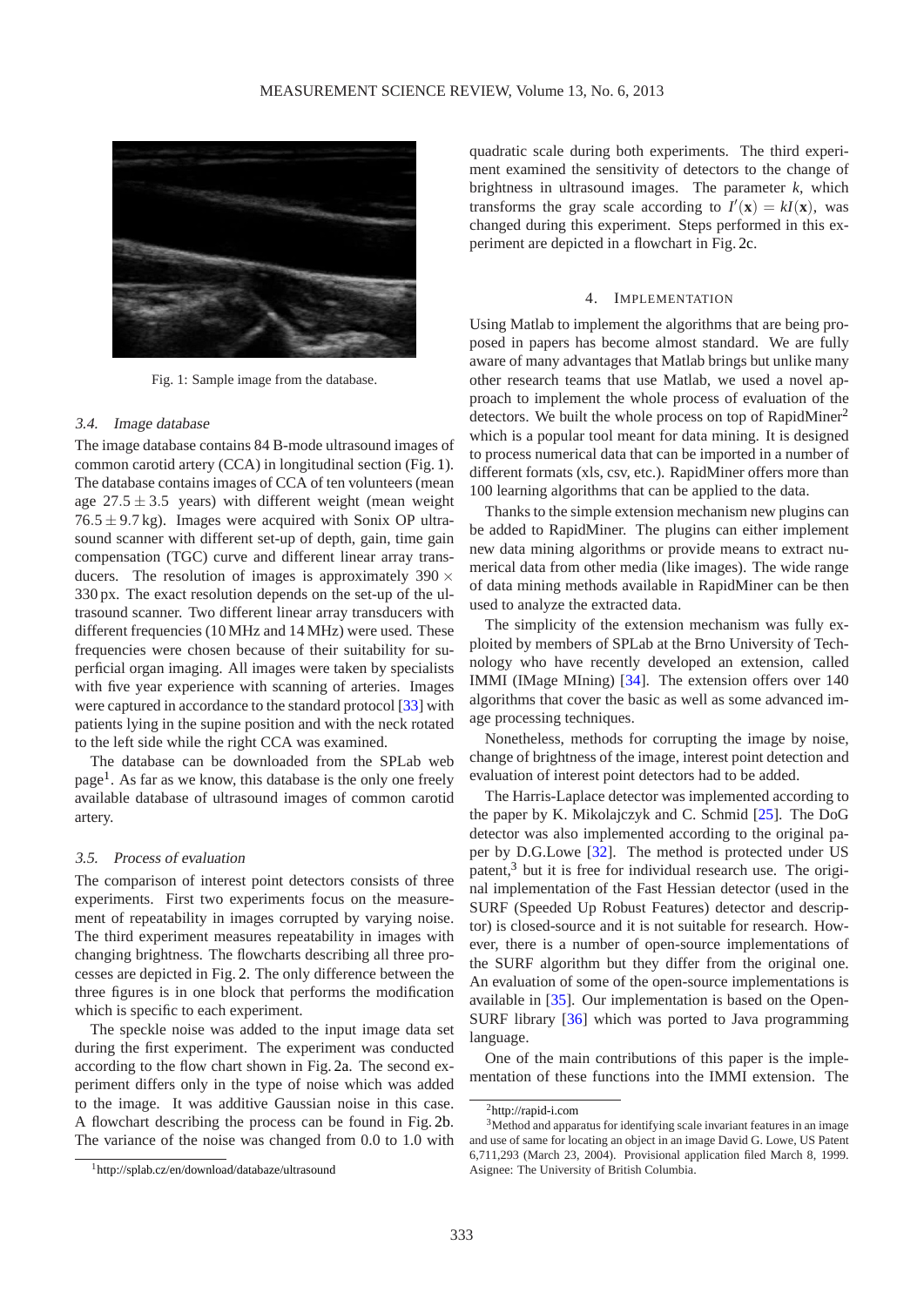Fig. 1: Sample image from the database.

### 3.4. Image database

The image database contains 84 B-mode ultrasound images of common carotid artery (CCA) in longitudinal section (Fig. 1). The database contains images of CCA of ten volunteers (mean age $27.5 \pm 3.5$ years) with different weight (mean weight $76.5 \pm 9.7$ kg). Images were acquired with Sonix OP ultrasound scanner with different set-up of depth, gain, time gain compensation (TGC) curve and different linear array transducers. The resolution of images is approximately $390 \times 330$ px. The exact resolution depends on the set-up of the ultrasound scanner. Two different linear array transducers with different frequencies (10 MHz and 14 MHz) were used. These frequencies were chosen because of their suitability for superficial organ imaging. All images were taken by specialists with five year experience with scanning of arteries. Images were captured in accordance to the standard protocol [33] with patients lying in the supine position and with the neck rotated to the left side while the right CCA was examined.

The database can be downloaded from the SPLab web page[1]. As far as we know, this database is the only one freely available database of ultrasound images of common carotid artery.

### 3.5. Process of evaluation

The comparison of interest point detectors consists of three experiments. First two experiments focus on the measurement of repeatability in images corrupted by varying noise. The third experiment measures repeatability in images with changing brightness. The flowcharts describing all three processes are depicted in Fig. 2. The only difference between the three figures is in one block that performs the modification which is specific to each experiment.

The speckle noise was added to the input image data set during the first experiment. The experiment was conducted according to the flow chart shown in Fig. 2a. The second experiment differs only in the type of noise which was added to the image. It was additive Gaussian noise in this case. A flowchart describing the process can be found in Fig. 2b. The variance of the noise was changed from 0.0 to 1.0 with quadratic scale during both experiments. The third experiment examined the sensitivity of detectors to the change of brightness in ultrasound images. The parameter $k$, which transforms the gray scale according to $I'(\mathbf{x}) = kI(\mathbf{x})$, was changed during this experiment. Steps performed in this experiment are depicted in a flowchart in Fig. 2c.

## 4. Implementation

Using Matlab to implement the algorithms that are being proposed in papers has become almost standard. We are fully aware of many advantages that Matlab brings but unlike many other research teams that use Matlab, we used a novel approach to implement the whole process of evaluation of the detectors. We built the whole process on top of RapidMiner[2] which is a popular tool meant for data mining. It is designed to process numerical data that can be imported in a number of different formats (xls, csv, etc.). RapidMiner offers more than 100 learning algorithms that can be applied to the data.

Thanks to the simple extension mechanism new plugins can be added to RapidMiner. The plugins can either implement new data mining algorithms or provide means to extract numerical data from other media (like images). The wide range of data mining methods available in RapidMiner can be then used to analyze the extracted data.

The simplicity of the extension mechanism was fully exploited by members of SPLab at the Brno University of Technology who have recently developed an extension, called IMMI (IMage MIning) [34]. The extension offers over 140 algorithms that cover the basic as well as some advanced image processing techniques.

Nonetheless, methods for corrupting the image by noise, change of brightness of the image, interest point detection and evaluation of interest point detectors had to be added.

The Harris-Laplace detector was implemented according to the paper by K. Mikolajczyk and C. Schmid [25]. The DoG detector was also implemented according to the original paper by D.G.Lowe [32]. The method is protected under US patent,[3] but it is free for individual research use. The original implementation of the Fast Hessian detector (used in the SURF (Speeded Up Robust Features) detector and descriptor) is closed-source and it is not suitable for research. However, there is a number of open-source implementations of the SURF algorithm but they differ from the original one. An evaluation of some of the open-source implementations is available in [35]. Our implementation is based on the OpenSURF library [36] which was ported to Java programming language.

One of the main contributions of this paper is the implementation of these functions into the IMMI extension. The

[1] http://splab.cz/en/download/databaze/ultrasound

[2] http://rapid-i.com

[3] Method and apparatus for identifying scale invariant features in an image and use of same for locating an object in an image David G. Lowe, US Patent 6,711,293 (March 23, 2004). Provisional application filed March 8, 1999. Asignee: The University of British Columbia.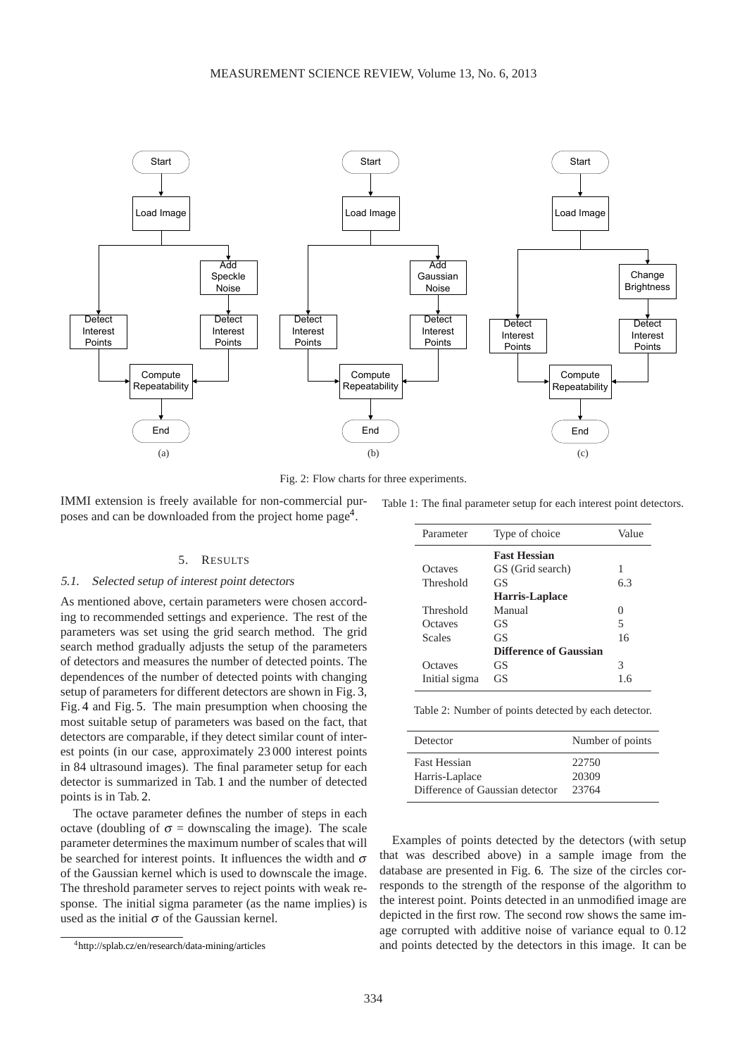Fig. 2: Flow charts for three experiments.

IMMI extension is freely available for non-commercial purposes and can be downloaded from the project home page[4].

## 5. RESULTS

### 5.1. Selected setup of interest point detectors

As mentioned above, certain parameters were chosen according to recommended settings and experience. The rest of the parameters was set using the grid search method. The grid search method gradually adjusts the setup of the parameters of detectors and measures the number of detected points. The dependences of the number of detected points with changing setup of parameters for different detectors are shown in Fig. 3, Fig. 4 and Fig. 5. The main presumption when choosing the most suitable setup of parameters was based on the fact, that detectors are comparable, if they detect similar count of interest points (in our case, approximately 23 000 interest points in 84 ultrasound images). The final parameter setup for each detector is summarized in Tab. 1 and the number of detected points is in Tab. 2.

The octave parameter defines the number of steps in each octave (doubling of $\sigma$ = downscaling the image). The scale parameter determines the maximum number of scales that will be searched for interest points. It influences the width and $\sigma$ of the Gaussian kernel which is used to downscale the image. The threshold parameter serves to reject points with weak response. The initial sigma parameter (as the name implies) is used as the initial $\sigma$ of the Gaussian kernel.

[4] http://splab.cz/en/research/data-mining/articles

Table 1: The final parameter setup for each interest point detectors.

| Parameter | Type of choice | Value |
|---|---|---|
| | **Fast Hessian** | |
| Octaves | GS (Grid search) | 1 |
| Threshold | GS | 6.3 |
| | **Harris-Laplace** | |
| Threshold | Manual | 0 |
| Octaves | GS | 5 |
| Scales | GS | 16 |
| | **Difference of Gaussian** | |
| Octaves | GS | 3 |
| Initial sigma | GS | 1.6 |

Table 2: Number of points detected by each detector.

| Detector | Number of points |
|---|---|
| Fast Hessian | 22750 |
| Harris-Laplace | 20309 |
| Difference of Gaussian detector | 23764 |

Examples of points detected by the detectors (with setup that was described above) in a sample image from the database are presented in Fig. 6. The size of the circles corresponds to the strength of the response of the algorithm to the interest point. Points detected in an unmodified image are depicted in the first row. The second row shows the same image corrupted with additive noise of variance equal to 0.12 and points detected by the detectors in this image. It can be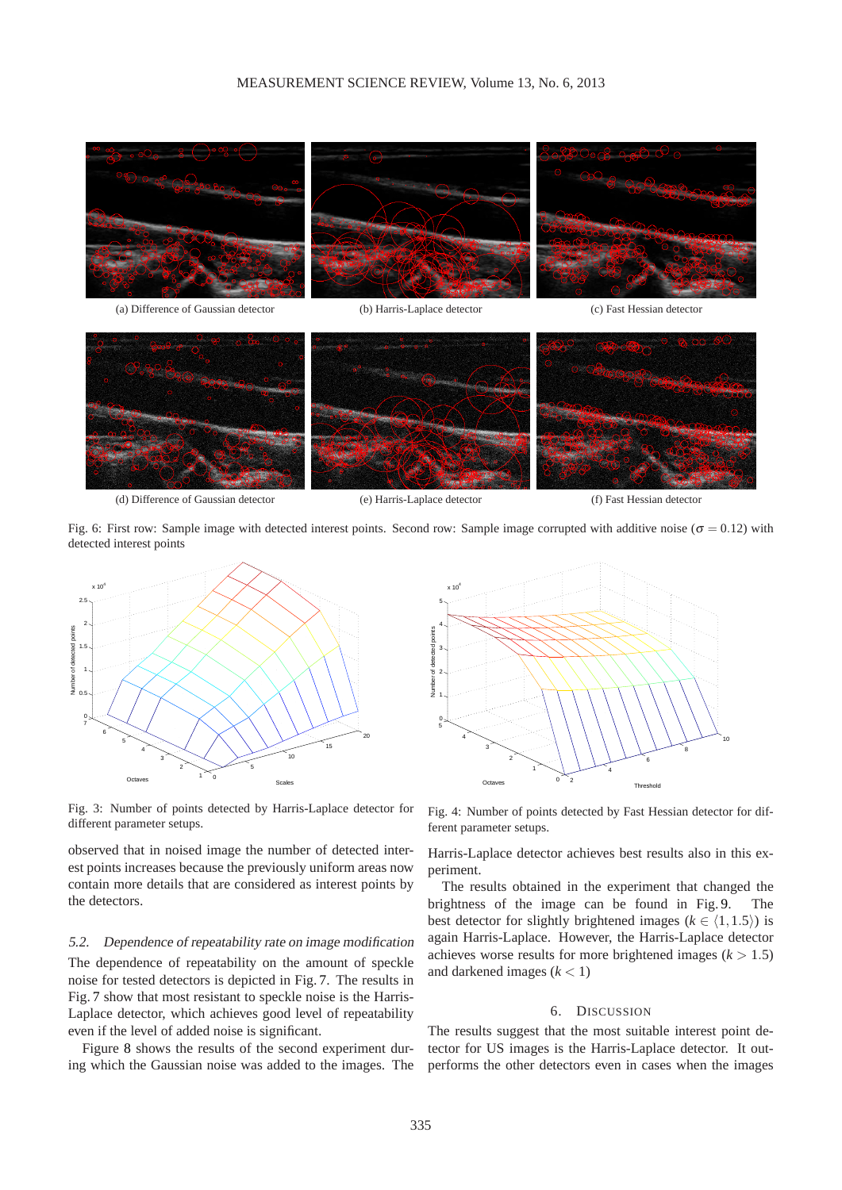(a) Difference of Gaussian detector

(b) Harris-Laplace detector

(c) Fast Hessian detector

(d) Difference of Gaussian detector

(e) Harris-Laplace detector

(f) Fast Hessian detector

Fig. 6: First row: Sample image with detected interest points. Second row: Sample image corrupted with additive noise ($\sigma = 0.12$) with detected interest points

Fig. 3: Number of points detected by Harris-Laplace detector for different parameter setups.

Fig. 4: Number of points detected by Fast Hessian detector for different parameter setups.

observed that in noised image the number of detected interest points increases because the previously uniform areas now contain more details that are considered as interest points by the detectors.

### 5.2. Dependence of repeatability rate on image modification

The dependence of repeatability on the amount of speckle noise for tested detectors is depicted in Fig. 7. The results in Fig. 7 show that most resistant to speckle noise is the Harris-Laplace detector, which achieves good level of repeatability even if the level of added noise is significant.

Figure 8 shows the results of the second experiment during which the Gaussian noise was added to the images. The Harris-Laplace detector achieves best results also in this experiment.

The results obtained in the experiment that changed the brightness of the image can be found in Fig. 9. The best detector for slightly brightened images ($k \in \langle 1, 1.5 \rangle$) is again Harris-Laplace. However, the Harris-Laplace detector achieves worse results for more brightened images ($k > 1.5$) and darkened images ($k < 1$)

## 6. DISCUSSION

The results suggest that the most suitable interest point detector for US images is the Harris-Laplace detector. It outperforms the other detectors even in cases when the images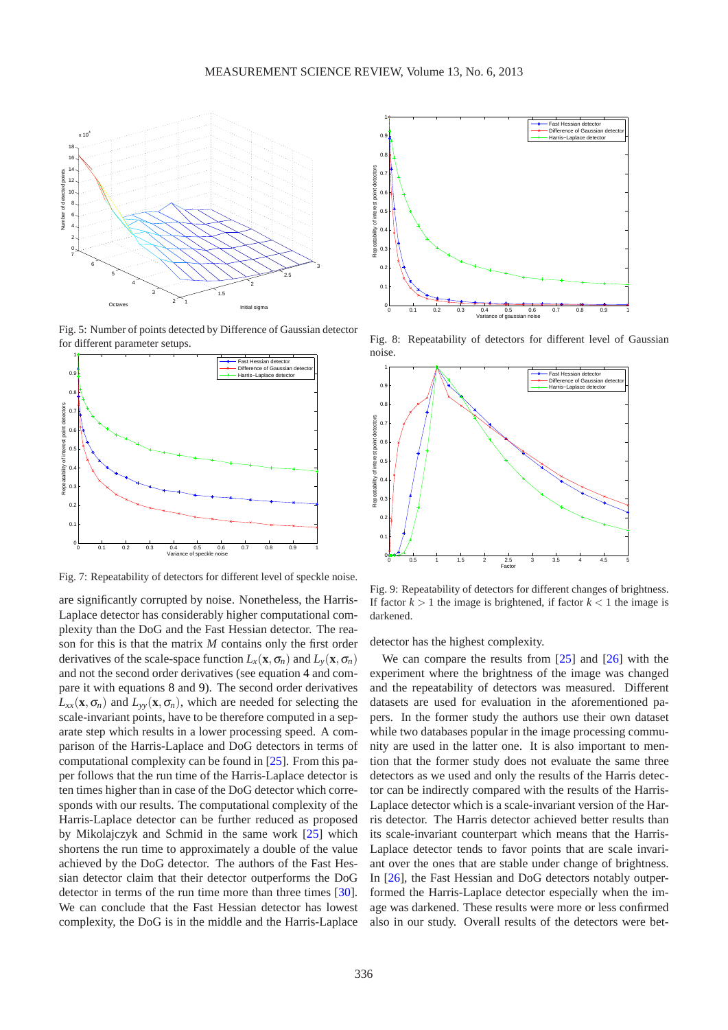Fig. 5: Number of points detected by Difference of Gaussian detector for different parameter setups.

Fig. 7: Repeatability of detectors for different level of speckle noise.

are significantly corrupted by noise. Nonetheless, the Harris-Laplace detector has considerably higher computational complexity than the DoG and the Fast Hessian detector. The reason for this is that the matrix $M$ contains only the first order derivatives of the scale-space function $L_x(\mathbf{x}, \sigma_n)$ and $L_y(\mathbf{x}, \sigma_n)$ and not the second order derivatives (see equation 4 and compare it with equations 8 and 9). The second order derivatives $L_{xx}(\mathbf{x}, \sigma_n)$ and $L_{yy}(\mathbf{x}, \sigma_n)$, which are needed for selecting the scale-invariant points, have to be therefore computed in a separate step which results in a lower processing speed. A comparison of the Harris-Laplace and DoG detectors in terms of computational complexity can be found in [25]. From this paper follows that the run time of the Harris-Laplace detector is ten times higher than in case of the DoG detector which corresponds with our results. The computational complexity of the Harris-Laplace detector can be further reduced as proposed by Mikolajczyk and Schmid in the same work [25] which shortens the run time to approximately a double of the value achieved by the DoG detector. The authors of the Fast Hessian detector claim that their detector outperforms the DoG detector in terms of the run time more than three times [30]. We can conclude that the Fast Hessian detector has lowest complexity, the DoG is in the middle and the Harris-Laplace detector has the highest complexity.

Fig. 8: Repeatability of detectors for different level of Gaussian noise.

Fig. 9: Repeatability of detectors for different changes of brightness. If factor $k > 1$ the image is brightened, if factor $k < 1$ the image is darkened.

We can compare the results from [25] and [26] with the experiment where the brightness of the image was changed and the repeatability of detectors was measured. Different datasets are used for evaluation in the aforementioned papers. In the former study the authors use their own dataset while two databases popular in the image processing community are used in the latter one. It is also important to mention that the former study does not evaluate the same three detectors as we used and only the results of the Harris detector can be indirectly compared with the results of the Harris-Laplace detector which is a scale-invariant version of the Harris detector. The Harris detector achieved better results than its scale-invariant counterpart which means that the Harris-Laplace detector tends to favor points that are scale invariant over the ones that are stable under change of brightness. In [26], the Fast Hessian and DoG detectors notably outperformed the Harris-Laplace detector especially when the image was darkened. These results were more or less confirmed also in our study. Overall results of the detectors were bet-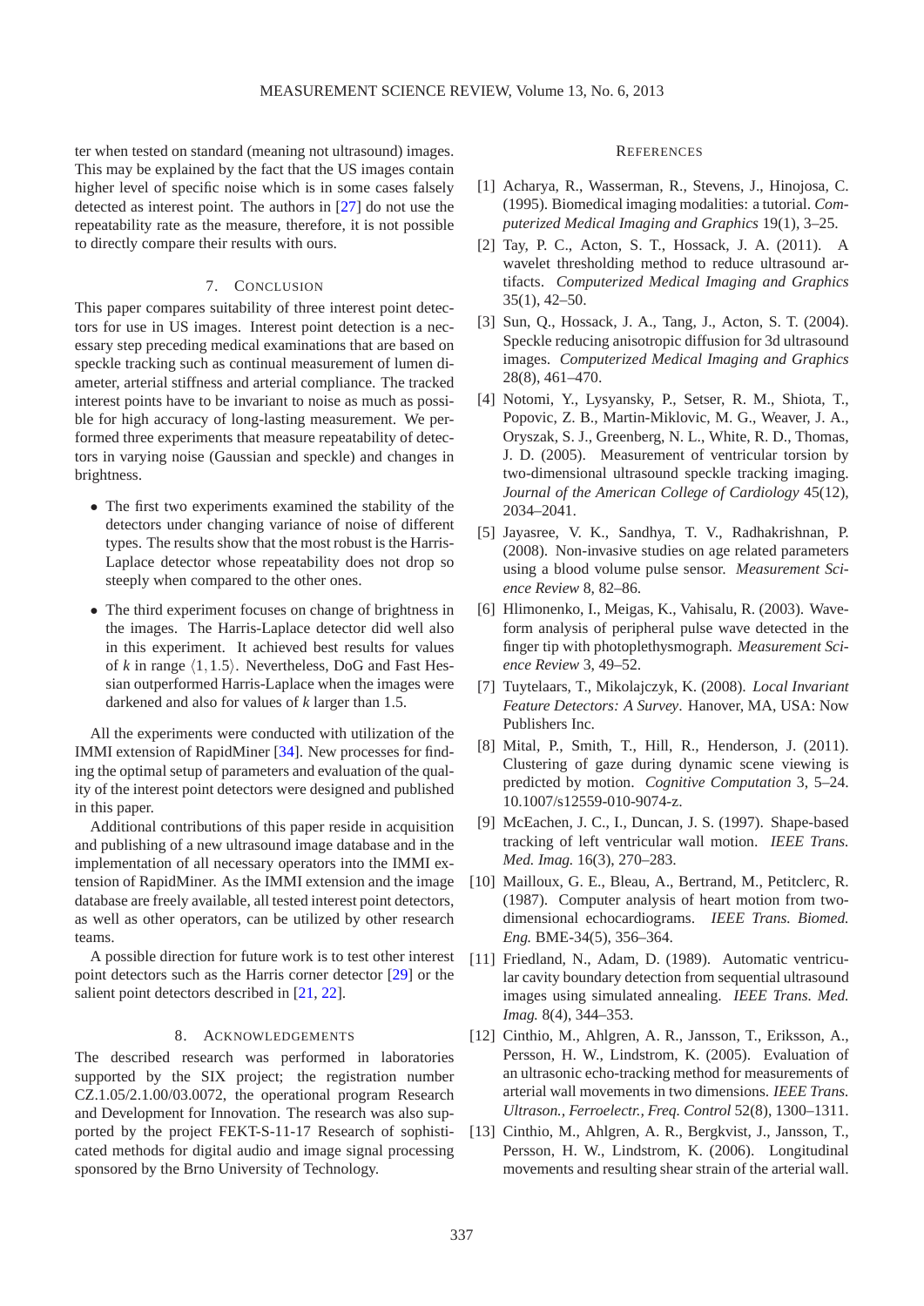ter when tested on standard (meaning not ultrasound) images. This may be explained by the fact that the US images contain higher level of specific noise which is in some cases falsely detected as interest point. The authors in [27] do not use the repeatability rate as the measure, therefore, it is not possible to directly compare their results with ours.

## 7. Conclusion

This paper compares suitability of three interest point detectors for use in US images. Interest point detection is a necessary step preceding medical examinations that are based on speckle tracking such as continual measurement of lumen diameter, arterial stiffness and arterial compliance. The tracked interest points have to be invariant to noise as much as possible for high accuracy of long-lasting measurement. We performed three experiments that measure repeatability of detectors in varying noise (Gaussian and speckle) and changes in brightness.

- The first two experiments examined the stability of the detectors under changing variance of noise of different types. The results show that the most robust is the Harris-Laplace detector whose repeatability does not drop so steeply when compared to the other ones.
- The third experiment focuses on change of brightness in the images. The Harris-Laplace detector did well also in this experiment. It achieved best results for values of $k$ in range $\langle 1, 1.5 \rangle$. Nevertheless, DoG and Fast Hessian outperformed Harris-Laplace when the images were darkened and also for values of $k$ larger than 1.5.

All the experiments were conducted with utilization of the IMMI extension of RapidMiner [34]. New processes for finding the optimal setup of parameters and evaluation of the quality of the interest point detectors were designed and published in this paper.

Additional contributions of this paper reside in acquisition and publishing of a new ultrasound image database and in the implementation of all necessary operators into the IMMI extension of RapidMiner. As the IMMI extension and the image database are freely available, all tested interest point detectors, as well as other operators, can be utilized by other research teams.

A possible direction for future work is to test other interest point detectors such as the Harris corner detector [29] or the salient point detectors described in [21, 22].

## 8. Acknowledgements

The described research was performed in laboratories supported by the SIX project; the registration number CZ.1.05/2.1.00/03.0072, the operational program Research and Development for Innovation. The research was also supported by the project FEKT-S-11-17 Research of sophisticated methods for digital audio and image signal processing sponsored by the Brno University of Technology.

## References

[1] Acharya, R., Wasserman, R., Stevens, J., Hinojosa, C. (1995). Biomedical imaging modalities: a tutorial. *Computerized Medical Imaging and Graphics* 19(1), 3–25.

[2] Tay, P. C., Acton, S. T., Hossack, J. A. (2011). A wavelet thresholding method to reduce ultrasound artifacts. *Computerized Medical Imaging and Graphics* 35(1), 42–50.

[3] Sun, Q., Hossack, J. A., Tang, J., Acton, S. T. (2004). Speckle reducing anisotropic diffusion for 3d ultrasound images. *Computerized Medical Imaging and Graphics* 28(8), 461–470.

[4] Notomi, Y., Lysyansky, P., Setser, R. M., Shiota, T., Popovic, Z. B., Martin-Miklovic, M. G., Weaver, J. A., Oryszak, S. J., Greenberg, N. L., White, R. D., Thomas, J. D. (2005). Measurement of ventricular torsion by two-dimensional ultrasound speckle tracking imaging. *Journal of the American College of Cardiology* 45(12), 2034–2041.

[5] Jayasree, V. K., Sandhya, T. V., Radhakrishnan, P. (2008). Non-invasive studies on age related parameters using a blood volume pulse sensor. *Measurement Science Review* 8, 82–86.

[6] Hlimonenko, I., Meigas, K., Vahisalu, R. (2003). Waveform analysis of peripheral pulse wave detected in the finger tip with photoplethysmograph. *Measurement Science Review* 3, 49–52.

[7] Tuytelaars, T., Mikolajczyk, K. (2008). *Local Invariant Feature Detectors: A Survey*. Hanover, MA, USA: Now Publishers Inc.

[8] Mital, P., Smith, T., Hill, R., Henderson, J. (2011). Clustering of gaze during dynamic scene viewing is predicted by motion. *Cognitive Computation* 3, 5–24. 10.1007/s12559-010-9074-z.

[9] McEachen, J. C., I., Duncan, J. S. (1997). Shape-based tracking of left ventricular wall motion. *IEEE Trans. Med. Imag.* 16(3), 270–283.

[10] Mailloux, G. E., Bleau, A., Bertrand, M., Petitclerc, R. (1987). Computer analysis of heart motion from two-dimensional echocardiograms. *IEEE Trans. Biomed. Eng.* BME-34(5), 356–364.

[11] Friedland, N., Adam, D. (1989). Automatic ventricular cavity boundary detection from sequential ultrasound images using simulated annealing. *IEEE Trans. Med. Imag.* 8(4), 344–353.

[12] Cinthio, M., Ahlgren, A. R., Jansson, T., Eriksson, A., Persson, H. W., Lindstrom, K. (2005). Evaluation of an ultrasonic echo-tracking method for measurements of arterial wall movements in two dimensions. *IEEE Trans. Ultrason., Ferroelectr., Freq. Control* 52(8), 1300–1311.

[13] Cinthio, M., Ahlgren, A. R., Bergkvist, J., Jansson, T., Persson, H. W., Lindstrom, K. (2006). Longitudinal movements and resulting shear strain of the arterial wall.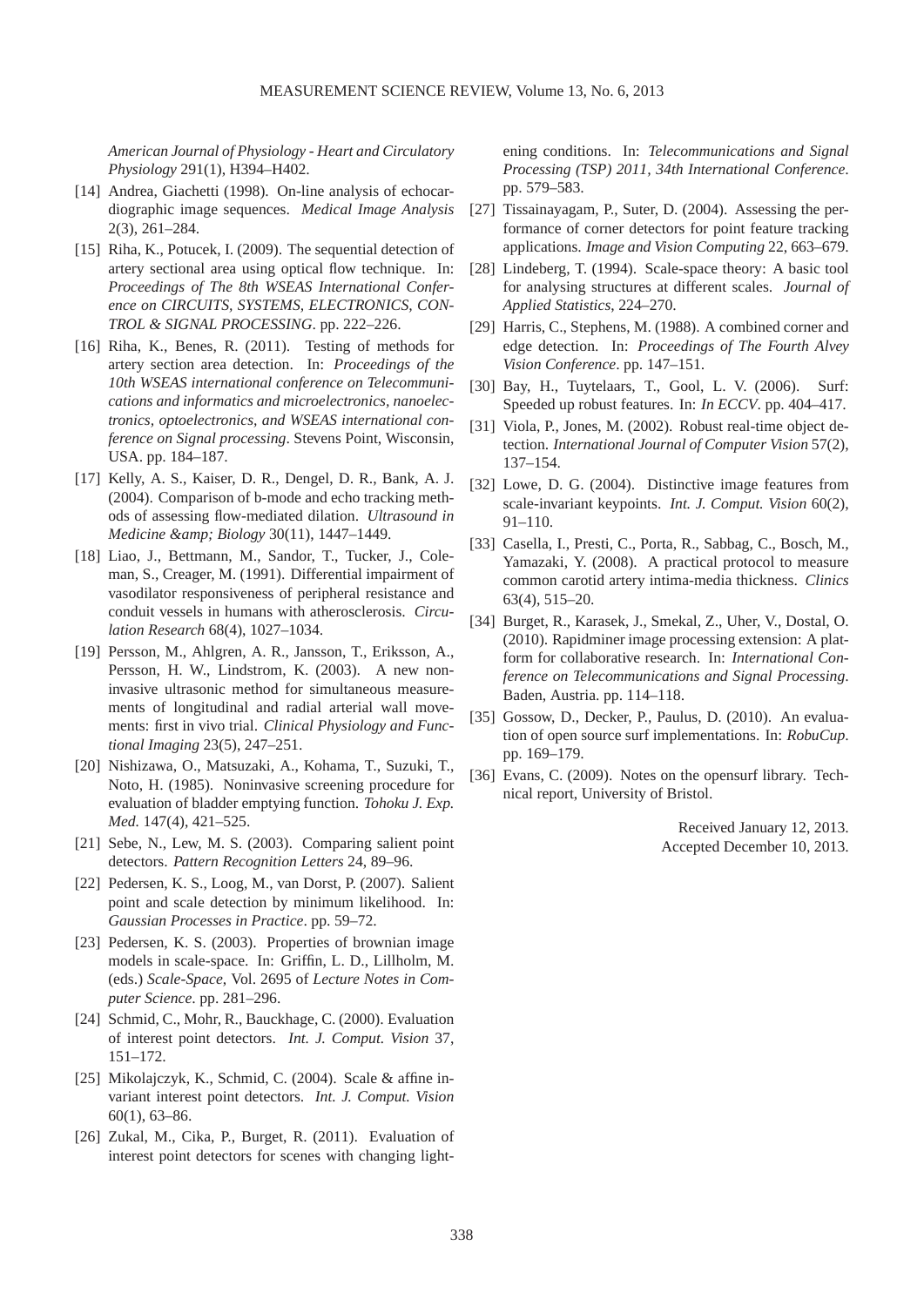*American Journal of Physiology - Heart and Circulatory Physiology* 291(1), H394–H402.

[14] Andrea, Giachetti (1998). On-line analysis of echocardiographic image sequences. *Medical Image Analysis* 2(3), 261–284.

[15] Riha, K., Potucek, I. (2009). The sequential detection of artery sectional area using optical flow technique. In: *Proceedings of The 8th WSEAS International Conference on CIRCUITS, SYSTEMS, ELECTRONICS, CONTROL & SIGNAL PROCESSING*. pp. 222–226.

[16] Riha, K., Benes, R. (2011). Testing of methods for artery section area detection. In: *Proceedings of the 10th WSEAS international conference on Telecommunications and informatics and microelectronics, nanoelectronics, optoelectronics, and WSEAS international conference on Signal processing*. Stevens Point, Wisconsin, USA. pp. 184–187.

[17] Kelly, A. S., Kaiser, D. R., Dengel, D. R., Bank, A. J. (2004). Comparison of b-mode and echo tracking methods of assessing flow-mediated dilation. *Ultrasound in Medicine &amp; Biology* 30(11), 1447–1449.

[18] Liao, J., Bettmann, M., Sandor, T., Tucker, J., Coleman, S., Creager, M. (1991). Differential impairment of vasodilator responsiveness of peripheral resistance and conduit vessels in humans with atherosclerosis. *Circulation Research* 68(4), 1027–1034.

[19] Persson, M., Ahlgren, A. R., Jansson, T., Eriksson, A., Persson, H. W., Lindstrom, K. (2003). A new non-invasive ultrasonic method for simultaneous measurements of longitudinal and radial arterial wall movements: first in vivo trial. *Clinical Physiology and Functional Imaging* 23(5), 247–251.

[20] Nishizawa, O., Matsuzaki, A., Kohama, T., Suzuki, T., Noto, H. (1985). Noninvasive screening procedure for evaluation of bladder emptying function. *Tohoku J. Exp. Med.* 147(4), 421–525.

[21] Sebe, N., Lew, M. S. (2003). Comparing salient point detectors. *Pattern Recognition Letters* 24, 89–96.

[22] Pedersen, K. S., Loog, M., van Dorst, P. (2007). Salient point and scale detection by minimum likelihood. In: *Gaussian Processes in Practice*. pp. 59–72.

[23] Pedersen, K. S. (2003). Properties of brownian image models in scale-space. In: Griffin, L. D., Lillholm, M. (eds.) *Scale-Space*, Vol. 2695 of *Lecture Notes in Computer Science*. pp. 281–296.

[24] Schmid, C., Mohr, R., Bauckhage, C. (2000). Evaluation of interest point detectors. *Int. J. Comput. Vision* 37, 151–172.

[25] Mikolajczyk, K., Schmid, C. (2004). Scale & affine invariant interest point detectors. *Int. J. Comput. Vision* 60(1), 63–86.

[26] Zukal, M., Cika, P., Burget, R. (2011). Evaluation of interest point detectors for scenes with changing lightening conditions. In: *Telecommunications and Signal Processing (TSP) 2011, 34th International Conference*. pp. 579–583.

[27] Tissainayagam, P., Suter, D. (2004). Assessing the performance of corner detectors for point feature tracking applications. *Image and Vision Computing* 22, 663–679.

[28] Lindeberg, T. (1994). Scale-space theory: A basic tool for analysing structures at different scales. *Journal of Applied Statistics*, 224–270.

[29] Harris, C., Stephens, M. (1988). A combined corner and edge detection. In: *Proceedings of The Fourth Alvey Vision Conference*. pp. 147–151.

[30] Bay, H., Tuytelaars, T., Gool, L. V. (2006). Surf: Speeded up robust features. In: *In ECCV*. pp. 404–417.

[31] Viola, P., Jones, M. (2002). Robust real-time object detection. *International Journal of Computer Vision* 57(2), 137–154.

[32] Lowe, D. G. (2004). Distinctive image features from scale-invariant keypoints. *Int. J. Comput. Vision* 60(2), 91–110.

[33] Casella, I., Presti, C., Porta, R., Sabbag, C., Bosch, M., Yamazaki, Y. (2008). A practical protocol to measure common carotid artery intima-media thickness. *Clinics* 63(4), 515–20.

[34] Burget, R., Karasek, J., Smekal, Z., Uher, V., Dostal, O. (2010). Rapidminer image processing extension: A platform for collaborative research. In: *International Conference on Telecommunications and Signal Processing*. Baden, Austria. pp. 114–118.

[35] Gossow, D., Decker, P., Paulus, D. (2010). An evaluation of open source surf implementations. In: *RobuCup*. pp. 169–179.

[36] Evans, C. (2009). Notes on the opensurf library. Technical report, University of Bristol.

Received January 12, 2013.
Accepted December 10, 2013.